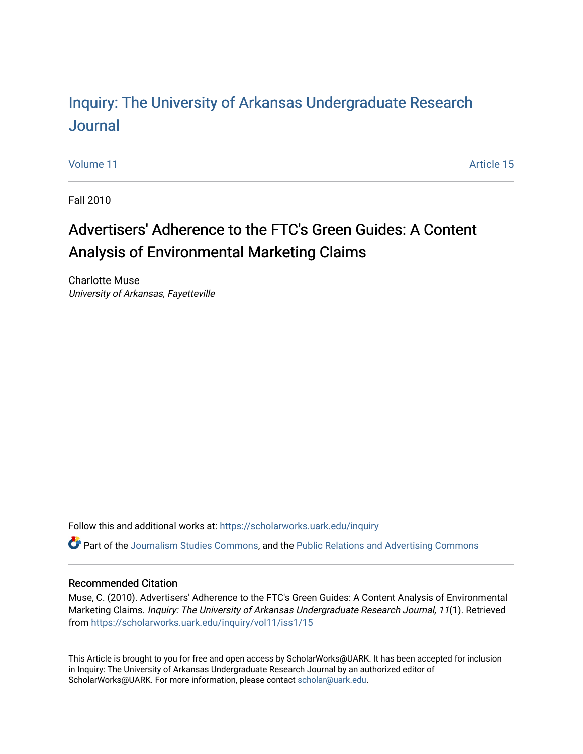# Inquiry: The University of Arkansas Undergraduate Research Journal

Volume 11 Article 15

Fall 2010

## Advertisers' Adherence to the FTC's Green Guides: A Content Analysis of Environmental Marketing Claims

Charlotte Muse
*University of Arkansas, Fayetteville*

Follow this and additional works at: https://scholarworks.uark.edu/inquiry

Part of the Journalism Studies Commons, and the Public Relations and Advertising Commons

### Recommended Citation

Muse, C. (2010). Advertisers' Adherence to the FTC's Green Guides: A Content Analysis of Environmental Marketing Claims. *Inquiry: The University of Arkansas Undergraduate Research Journal, 11*(1). Retrieved from https://scholarworks.uark.edu/inquiry/vol11/iss1/15

This Article is brought to you for free and open access by ScholarWorks@UARK. It has been accepted for inclusion in Inquiry: The University of Arkansas Undergraduate Research Journal by an authorized editor of ScholarWorks@UARK. For more information, please contact scholar@uark.edu.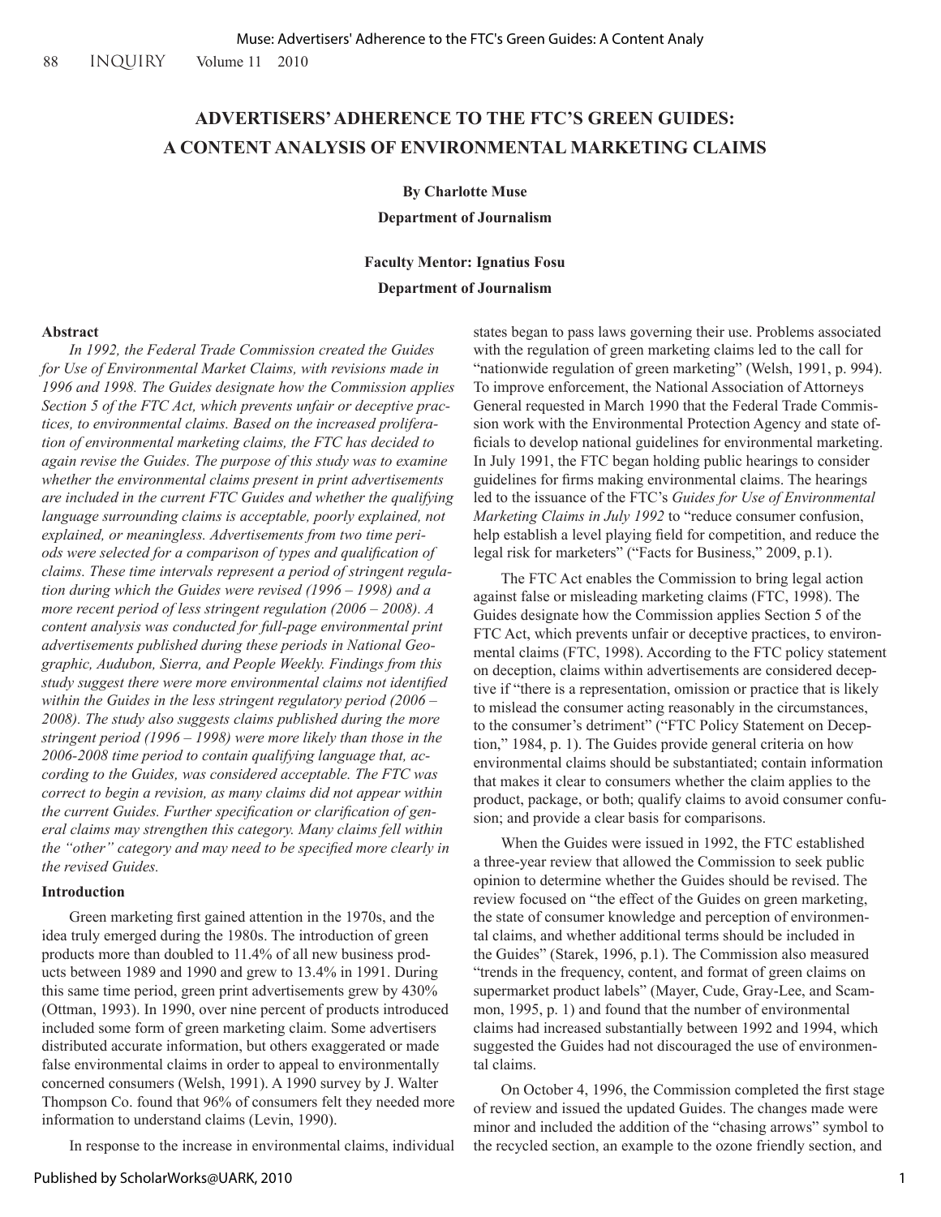# ADVERTISERS' ADHERENCE TO THE FTC'S GREEN GUIDES: A CONTENT ANALYSIS OF ENVIRONMENTAL MARKETING CLAIMS

**By Charlotte Muse**

**Department of Journalism**

**Faculty Mentor: Ignatius Fosu**

**Department of Journalism**

### Abstract

*In 1992, the Federal Trade Commission created the Guides for Use of Environmental Market Claims, with revisions made in 1996 and 1998. The Guides designate how the Commission applies Section 5 of the FTC Act, which prevents unfair or deceptive practices, to environmental claims. Based on the increased proliferation of environmental marketing claims, the FTC has decided to again revise the Guides. The purpose of this study was to examine whether the environmental claims present in print advertisements are included in the current FTC Guides and whether the qualifying language surrounding claims is acceptable, poorly explained, not explained, or meaningless. Advertisements from two time periods were selected for a comparison of types and qualification of claims. These time intervals represent a period of stringent regulation during which the Guides were revised (1996 – 1998) and a more recent period of less stringent regulation (2006 – 2008). A content analysis was conducted for full-page environmental print advertisements published during these periods in National Geographic, Audubon, Sierra, and People Weekly. Findings from this study suggest there were more environmental claims not identified within the Guides in the less stringent regulatory period (2006 – 2008). The study also suggests claims published during the more stringent period (1996 – 1998) were more likely than those in the 2006-2008 time period to contain qualifying language that, according to the Guides, was considered acceptable. The FTC was correct to begin a revision, as many claims did not appear within the current Guides. Further specification or clarification of general claims may strengthen this category. Many claims fell within the "other" category and may need to be specified more clearly in the revised Guides.*

### Introduction

Green marketing first gained attention in the 1970s, and the idea truly emerged during the 1980s. The introduction of green products more than doubled to 11.4% of all new business products between 1989 and 1990 and grew to 13.4% in 1991. During this same time period, green print advertisements grew by 430% (Ottman, 1993). In 1990, over nine percent of products introduced included some form of green marketing claim. Some advertisers distributed accurate information, but others exaggerated or made false environmental claims in order to appeal to environmentally concerned consumers (Welsh, 1991). A 1990 survey by J. Walter Thompson Co. found that 96% of consumers felt they needed more information to understand claims (Levin, 1990).

In response to the increase in environmental claims, individual states began to pass laws governing their use. Problems associated with the regulation of green marketing claims led to the call for "nationwide regulation of green marketing" (Welsh, 1991, p. 994). To improve enforcement, the National Association of Attorneys General requested in March 1990 that the Federal Trade Commission work with the Environmental Protection Agency and state officials to develop national guidelines for environmental marketing. In July 1991, the FTC began holding public hearings to consider guidelines for firms making environmental claims. The hearings led to the issuance of the FTC's *Guides for Use of Environmental Marketing Claims in July 1992* to "reduce consumer confusion, help establish a level playing field for competition, and reduce the legal risk for marketers" ("Facts for Business," 2009, p.1).

The FTC Act enables the Commission to bring legal action against false or misleading marketing claims (FTC, 1998). The Guides designate how the Commission applies Section 5 of the FTC Act, which prevents unfair or deceptive practices, to environmental claims (FTC, 1998). According to the FTC policy statement on deception, claims within advertisements are considered deceptive if "there is a representation, omission or practice that is likely to mislead the consumer acting reasonably in the circumstances, to the consumer's detriment" ("FTC Policy Statement on Deception," 1984, p. 1). The Guides provide general criteria on how environmental claims should be substantiated; contain information that makes it clear to consumers whether the claim applies to the product, package, or both; qualify claims to avoid consumer confusion; and provide a clear basis for comparisons.

When the Guides were issued in 1992, the FTC established a three-year review that allowed the Commission to seek public opinion to determine whether the Guides should be revised. The review focused on "the effect of the Guides on green marketing, the state of consumer knowledge and perception of environmental claims, and whether additional terms should be included in the Guides" (Starek, 1996, p.1). The Commission also measured "trends in the frequency, content, and format of green claims on supermarket product labels" (Mayer, Cude, Gray-Lee, and Scammon, 1995, p. 1) and found that the number of environmental claims had increased substantially between 1992 and 1994, which suggested the Guides had not discouraged the use of environmental claims.

On October 4, 1996, the Commission completed the first stage of review and issued the updated Guides. The changes made were minor and included the addition of the "chasing arrows" symbol to the recycled section, an example to the ozone friendly section, and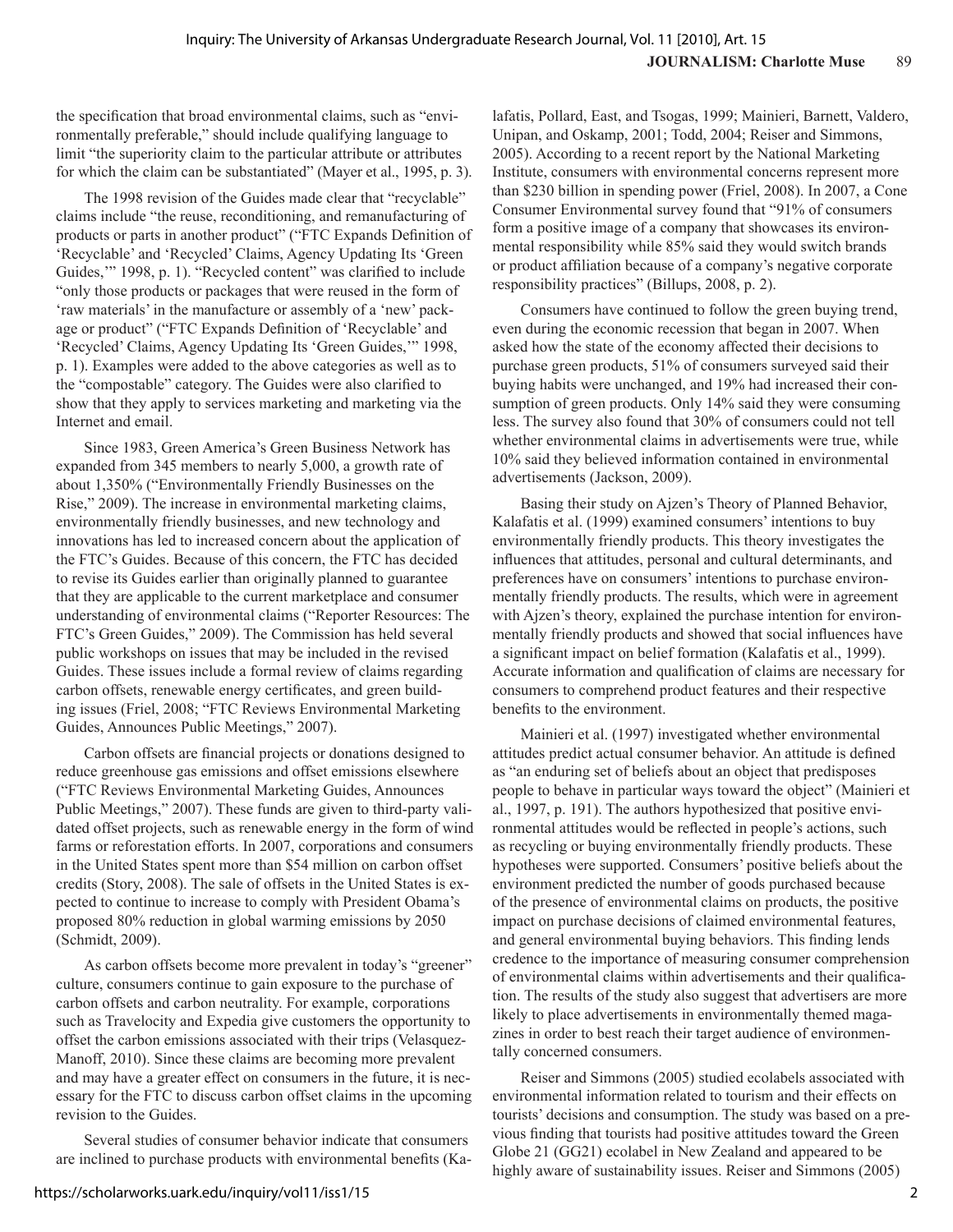the specification that broad environmental claims, such as "environmentally preferable," should include qualifying language to limit "the superiority claim to the particular attribute or attributes for which the claim can be substantiated" (Mayer et al., 1995, p. 3).

The 1998 revision of the Guides made clear that "recyclable" claims include "the reuse, reconditioning, and remanufacturing of products or parts in another product" ("FTC Expands Definition of 'Recyclable' and 'Recycled' Claims, Agency Updating Its 'Green Guides,'" 1998, p. 1). "Recycled content" was clarified to include "only those products or packages that were reused in the form of 'raw materials' in the manufacture or assembly of a 'new' package or product" ("FTC Expands Definition of 'Recyclable' and 'Recycled' Claims, Agency Updating Its 'Green Guides,'" 1998, p. 1). Examples were added to the above categories as well as to the "compostable" category. The Guides were also clarified to show that they apply to services marketing and marketing via the Internet and email.

Since 1983, Green America's Green Business Network has expanded from 345 members to nearly 5,000, a growth rate of about 1,350% ("Environmentally Friendly Businesses on the Rise," 2009). The increase in environmental marketing claims, environmentally friendly businesses, and new technology and innovations has led to increased concern about the application of the FTC's Guides. Because of this concern, the FTC has decided to revise its Guides earlier than originally planned to guarantee that they are applicable to the current marketplace and consumer understanding of environmental claims ("Reporter Resources: The FTC's Green Guides," 2009). The Commission has held several public workshops on issues that may be included in the revised Guides. These issues include a formal review of claims regarding carbon offsets, renewable energy certificates, and green building issues (Friel, 2008; "FTC Reviews Environmental Marketing Guides, Announces Public Meetings," 2007).

Carbon offsets are financial projects or donations designed to reduce greenhouse gas emissions and offset emissions elsewhere ("FTC Reviews Environmental Marketing Guides, Announces Public Meetings," 2007). These funds are given to third-party validated offset projects, such as renewable energy in the form of wind farms or reforestation efforts. In 2007, corporations and consumers in the United States spent more than $54 million on carbon offset credits (Story, 2008). The sale of offsets in the United States is expected to continue to increase to comply with President Obama's proposed 80% reduction in global warming emissions by 2050 (Schmidt, 2009).

As carbon offsets become more prevalent in today's "greener" culture, consumers continue to gain exposure to the purchase of carbon offsets and carbon neutrality. For example, corporations such as Travelocity and Expedia give customers the opportunity to offset the carbon emissions associated with their trips (Velasquez-Manoff, 2010). Since these claims are becoming more prevalent and may have a greater effect on consumers in the future, it is necessary for the FTC to discuss carbon offset claims in the upcoming revision to the Guides.

Several studies of consumer behavior indicate that consumers are inclined to purchase products with environmental benefits (Kalafatis, Pollard, East, and Tsogas, 1999; Mainieri, Barnett, Valdero, Unipan, and Oskamp, 2001; Todd, 2004; Reiser and Simmons, 2005). According to a recent report by the National Marketing Institute, consumers with environmental concerns represent more than $230 billion in spending power (Friel, 2008). In 2007, a Cone Consumer Environmental survey found that "91% of consumers form a positive image of a company that showcases its environmental responsibility while 85% said they would switch brands or product affiliation because of a company's negative corporate responsibility practices" (Billups, 2008, p. 2).

Consumers have continued to follow the green buying trend, even during the economic recession that began in 2007. When asked how the state of the economy affected their decisions to purchase green products, 51% of consumers surveyed said their buying habits were unchanged, and 19% had increased their consumption of green products. Only 14% said they were consuming less. The survey also found that 30% of consumers could not tell whether environmental claims in advertisements were true, while 10% said they believed information contained in environmental advertisements (Jackson, 2009).

Basing their study on Ajzen's Theory of Planned Behavior, Kalafatis et al. (1999) examined consumers' intentions to buy environmentally friendly products. This theory investigates the influences that attitudes, personal and cultural determinants, and preferences have on consumers' intentions to purchase environmentally friendly products. The results, which were in agreement with Ajzen's theory, explained the purchase intention for environmentally friendly products and showed that social influences have a significant impact on belief formation (Kalafatis et al., 1999). Accurate information and qualification of claims are necessary for consumers to comprehend product features and their respective benefits to the environment.

Mainieri et al. (1997) investigated whether environmental attitudes predict actual consumer behavior. An attitude is defined as "an enduring set of beliefs about an object that predisposes people to behave in particular ways toward the object" (Mainieri et al., 1997, p. 191). The authors hypothesized that positive environmental attitudes would be reflected in people's actions, such as recycling or buying environmentally friendly products. These hypotheses were supported. Consumers' positive beliefs about the environment predicted the number of goods purchased because of the presence of environmental claims on products, the positive impact on purchase decisions of claimed environmental features, and general environmental buying behaviors. This finding lends credence to the importance of measuring consumer comprehension of environmental claims within advertisements and their qualification. The results of the study also suggest that advertisers are more likely to place advertisements in environmentally themed magazines in order to best reach their target audience of environmentally concerned consumers.

Reiser and Simmons (2005) studied ecolabels associated with environmental information related to tourism and their effects on tourists' decisions and consumption. The study was based on a previous finding that tourists had positive attitudes toward the Green Globe 21 (GG21) ecolabel in New Zealand and appeared to be highly aware of sustainability issues. Reiser and Simmons (2005)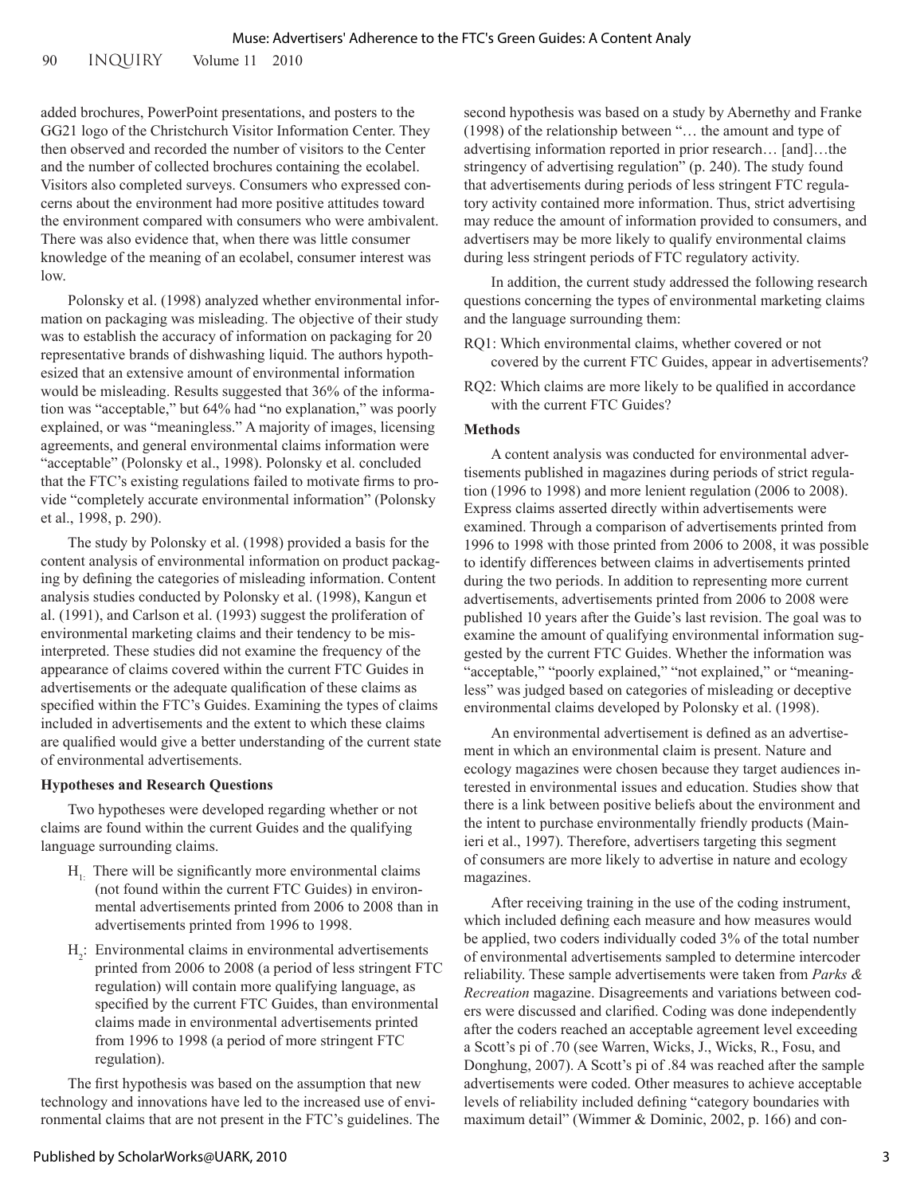added brochures, PowerPoint presentations, and posters to the GG21 logo of the Christchurch Visitor Information Center. They then observed and recorded the number of visitors to the Center and the number of collected brochures containing the ecolabel. Visitors also completed surveys. Consumers who expressed concerns about the environment had more positive attitudes toward the environment compared with consumers who were ambivalent. There was also evidence that, when there was little consumer knowledge of the meaning of an ecolabel, consumer interest was low.

Polonsky et al. (1998) analyzed whether environmental information on packaging was misleading. The objective of their study was to establish the accuracy of information on packaging for 20 representative brands of dishwashing liquid. The authors hypothesized that an extensive amount of environmental information would be misleading. Results suggested that 36% of the information was "acceptable," but 64% had "no explanation," was poorly explained, or was "meaningless." A majority of images, licensing agreements, and general environmental claims information were "acceptable" (Polonsky et al., 1998). Polonsky et al. concluded that the FTC's existing regulations failed to motivate firms to provide "completely accurate environmental information" (Polonsky et al., 1998, p. 290).

The study by Polonsky et al. (1998) provided a basis for the content analysis of environmental information on product packaging by defining the categories of misleading information. Content analysis studies conducted by Polonsky et al. (1998), Kangun et al. (1991), and Carlson et al. (1993) suggest the proliferation of environmental marketing claims and their tendency to be misinterpreted. These studies did not examine the frequency of the appearance of claims covered within the current FTC Guides in advertisements or the adequate qualification of these claims as specified within the FTC's Guides. Examining the types of claims included in advertisements and the extent to which these claims are qualified would give a better understanding of the current state of environmental advertisements.

**Hypotheses and Research Questions**

Two hypotheses were developed regarding whether or not claims are found within the current Guides and the qualifying language surrounding claims.

- $H_1$: There will be significantly more environmental claims (not found within the current FTC Guides) in environmental advertisements printed from 2006 to 2008 than in advertisements printed from 1996 to 1998.
- $H_2$: Environmental claims in environmental advertisements printed from 2006 to 2008 (a period of less stringent FTC regulation) will contain more qualifying language, as specified by the current FTC Guides, than environmental claims made in environmental advertisements printed from 1996 to 1998 (a period of more stringent FTC regulation).

The first hypothesis was based on the assumption that new technology and innovations have led to the increased use of environmental claims that are not present in the FTC's guidelines. The second hypothesis was based on a study by Abernethy and Franke (1998) of the relationship between "… the amount and type of advertising information reported in prior research… [and]…the stringency of advertising regulation" (p. 240). The study found that advertisements during periods of less stringent FTC regulatory activity contained more information. Thus, strict advertising may reduce the amount of information provided to consumers, and advertisers may be more likely to qualify environmental claims during less stringent periods of FTC regulatory activity.

In addition, the current study addressed the following research questions concerning the types of environmental marketing claims and the language surrounding them:

RQ1: Which environmental claims, whether covered or not covered by the current FTC Guides, appear in advertisements?

RQ2: Which claims are more likely to be qualified in accordance with the current FTC Guides?

**Methods**

A content analysis was conducted for environmental advertisements published in magazines during periods of strict regulation (1996 to 1998) and more lenient regulation (2006 to 2008). Express claims asserted directly within advertisements were examined. Through a comparison of advertisements printed from 1996 to 1998 with those printed from 2006 to 2008, it was possible to identify differences between claims in advertisements printed during the two periods. In addition to representing more current advertisements, advertisements printed from 2006 to 2008 were published 10 years after the Guide's last revision. The goal was to examine the amount of qualifying environmental information suggested by the current FTC Guides. Whether the information was "acceptable," "poorly explained," "not explained," or "meaningless" was judged based on categories of misleading or deceptive environmental claims developed by Polonsky et al. (1998).

An environmental advertisement is defined as an advertisement in which an environmental claim is present. Nature and ecology magazines were chosen because they target audiences interested in environmental issues and education. Studies show that there is a link between positive beliefs about the environment and the intent to purchase environmentally friendly products (Mainieri et al., 1997). Therefore, advertisers targeting this segment of consumers are more likely to advertise in nature and ecology magazines.

After receiving training in the use of the coding instrument, which included defining each measure and how measures would be applied, two coders individually coded 3% of the total number of environmental advertisements sampled to determine intercoder reliability. These sample advertisements were taken from *Parks & Recreation* magazine. Disagreements and variations between coders were discussed and clarified. Coding was done independently after the coders reached an acceptable agreement level exceeding a Scott's pi of .70 (see Warren, Wicks, J., Wicks, R., Fosu, and Donghung, 2007). A Scott's pi of .84 was reached after the sample advertisements were coded. Other measures to achieve acceptable levels of reliability included defining "category boundaries with maximum detail" (Wimmer & Dominic, 2002, p. 166) and con-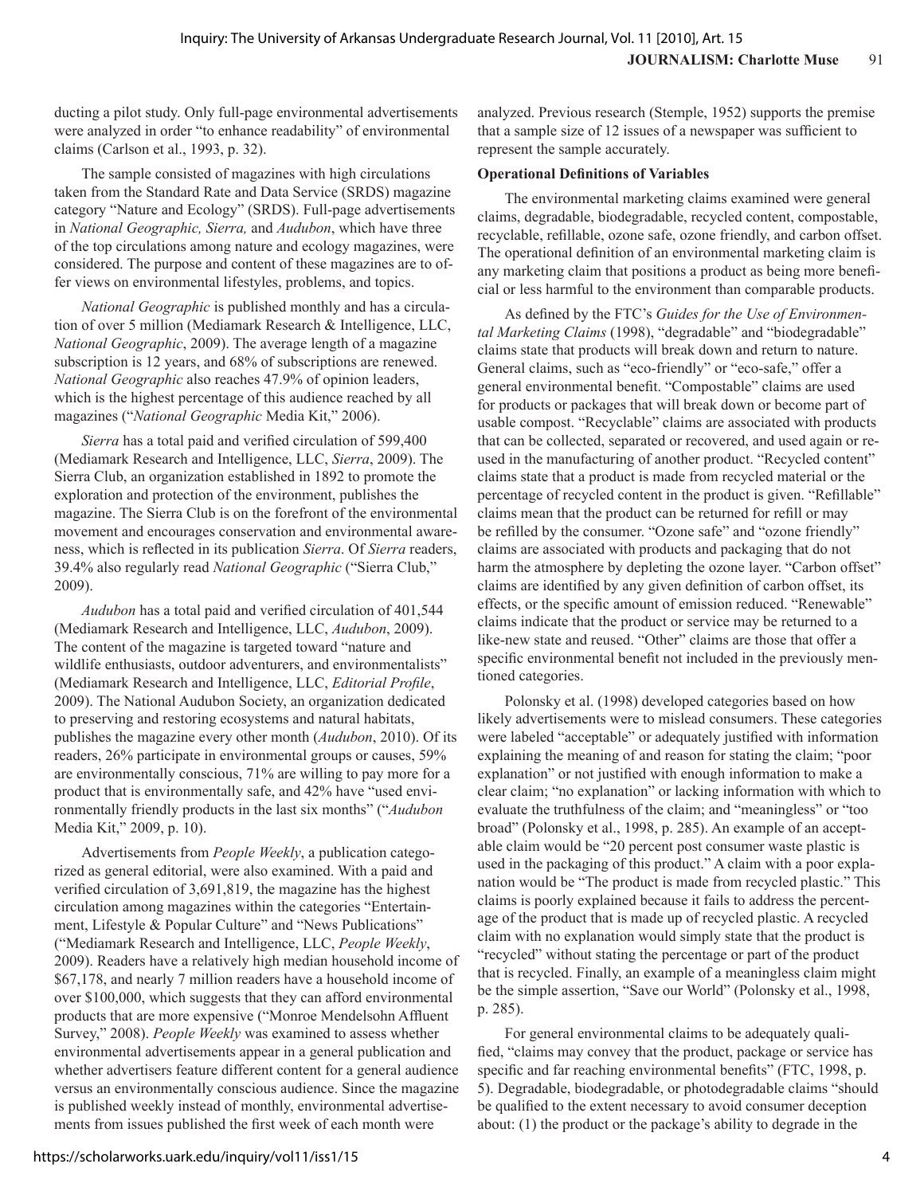ducting a pilot study. Only full-page environmental advertisements were analyzed in order "to enhance readability" of environmental claims (Carlson et al., 1993, p. 32).

The sample consisted of magazines with high circulations taken from the Standard Rate and Data Service (SRDS) magazine category "Nature and Ecology" (SRDS). Full-page advertisements in *National Geographic, Sierra,* and *Audubon*, which have three of the top circulations among nature and ecology magazines, were considered. The purpose and content of these magazines are to offer views on environmental lifestyles, problems, and topics.

*National Geographic* is published monthly and has a circulation of over 5 million (Mediamark Research & Intelligence, LLC, *National Geographic*, 2009). The average length of a magazine subscription is 12 years, and 68% of subscriptions are renewed. *National Geographic* also reaches 47.9% of opinion leaders, which is the highest percentage of this audience reached by all magazines ("*National Geographic* Media Kit," 2006).

*Sierra* has a total paid and verified circulation of 599,400 (Mediamark Research and Intelligence, LLC, *Sierra*, 2009). The Sierra Club, an organization established in 1892 to promote the exploration and protection of the environment, publishes the magazine. The Sierra Club is on the forefront of the environmental movement and encourages conservation and environmental awareness, which is reflected in its publication *Sierra*. Of *Sierra* readers, 39.4% also regularly read *National Geographic* ("Sierra Club," 2009).

*Audubon* has a total paid and verified circulation of 401,544 (Mediamark Research and Intelligence, LLC, *Audubon*, 2009). The content of the magazine is targeted toward "nature and wildlife enthusiasts, outdoor adventurers, and environmentalists" (Mediamark Research and Intelligence, LLC, *Editorial Profile*, 2009). The National Audubon Society, an organization dedicated to preserving and restoring ecosystems and natural habitats, publishes the magazine every other month (*Audubon*, 2010). Of its readers, 26% participate in environmental groups or causes, 59% are environmentally conscious, 71% are willing to pay more for a product that is environmentally safe, and 42% have "used environmentally friendly products in the last six months" ("*Audubon* Media Kit," 2009, p. 10).

Advertisements from *People Weekly*, a publication categorized as general editorial, were also examined. With a paid and verified circulation of 3,691,819, the magazine has the highest circulation among magazines within the categories "Entertainment, Lifestyle & Popular Culture" and "News Publications" ("Mediamark Research and Intelligence, LLC, *People Weekly*, 2009). Readers have a relatively high median household income of $67,178, and nearly 7 million readers have a household income of over $100,000, which suggests that they can afford environmental products that are more expensive ("Monroe Mendelsohn Affluent Survey," 2008). *People Weekly* was examined to assess whether environmental advertisements appear in a general publication and whether advertisers feature different content for a general audience versus an environmentally conscious audience. Since the magazine is published weekly instead of monthly, environmental advertisements from issues published the first week of each month were analyzed. Previous research (Stemple, 1952) supports the premise that a sample size of 12 issues of a newspaper was sufficient to represent the sample accurately.

**Operational Definitions of Variables**

The environmental marketing claims examined were general claims, degradable, biodegradable, recycled content, compostable, recyclable, refillable, ozone safe, ozone friendly, and carbon offset. The operational definition of an environmental marketing claim is any marketing claim that positions a product as being more beneficial or less harmful to the environment than comparable products.

As defined by the FTC's *Guides for the Use of Environmental Marketing Claims* (1998), "degradable" and "biodegradable" claims state that products will break down and return to nature. General claims, such as "eco-friendly" or "eco-safe," offer a general environmental benefit. "Compostable" claims are used for products or packages that will break down or become part of usable compost. "Recyclable" claims are associated with products that can be collected, separated or recovered, and used again or reused in the manufacturing of another product. "Recycled content" claims state that a product is made from recycled material or the percentage of recycled content in the product is given. "Refillable" claims mean that the product can be returned for refill or may be refilled by the consumer. "Ozone safe" and "ozone friendly" claims are associated with products and packaging that do not harm the atmosphere by depleting the ozone layer. "Carbon offset" claims are identified by any given definition of carbon offset, its effects, or the specific amount of emission reduced. "Renewable" claims indicate that the product or service may be returned to a like-new state and reused. "Other" claims are those that offer a specific environmental benefit not included in the previously mentioned categories.

Polonsky et al. (1998) developed categories based on how likely advertisements were to mislead consumers. These categories were labeled "acceptable" or adequately justified with information explaining the meaning of and reason for stating the claim; "poor explanation" or not justified with enough information to make a clear claim; "no explanation" or lacking information with which to evaluate the truthfulness of the claim; and "meaningless" or "too broad" (Polonsky et al., 1998, p. 285). An example of an acceptable claim would be "20 percent post consumer waste plastic is used in the packaging of this product." A claim with a poor explanation would be "The product is made from recycled plastic." This claims is poorly explained because it fails to address the percentage of the product that is made up of recycled plastic. A recycled claim with no explanation would simply state that the product is "recycled" without stating the percentage or part of the product that is recycled. Finally, an example of a meaningless claim might be the simple assertion, "Save our World" (Polonsky et al., 1998, p. 285).

For general environmental claims to be adequately qualified, "claims may convey that the product, package or service has specific and far reaching environmental benefits" (FTC, 1998, p. 5). Degradable, biodegradable, or photodegradable claims "should be qualified to the extent necessary to avoid consumer deception about: (1) the product or the package's ability to degrade in the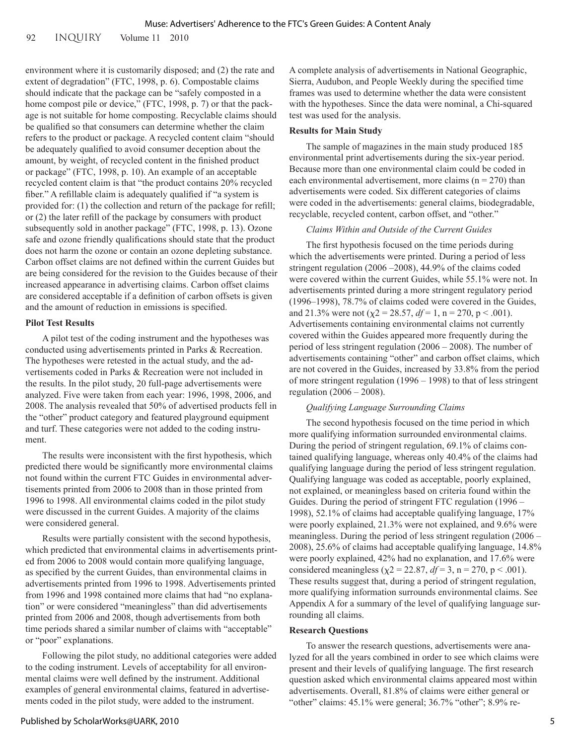environment where it is customarily disposed; and (2) the rate and extent of degradation" (FTC, 1998, p. 6). Compostable claims should indicate that the package can be "safely composted in a home compost pile or device," (FTC, 1998, p. 7) or that the package is not suitable for home composting. Recyclable claims should be qualified so that consumers can determine whether the claim refers to the product or package. A recycled content claim "should be adequately qualified to avoid consumer deception about the amount, by weight, of recycled content in the finished product or package" (FTC, 1998, p. 10). An example of an acceptable recycled content claim is that "the product contains 20% recycled fiber." A refillable claim is adequately qualified if "a system is provided for: (1) the collection and return of the package for refill; or (2) the later refill of the package by consumers with product subsequently sold in another package" (FTC, 1998, p. 13). Ozone safe and ozone friendly qualifications should state that the product does not harm the ozone or contain an ozone depleting substance. Carbon offset claims are not defined within the current Guides but are being considered for the revision to the Guides because of their increased appearance in advertising claims. Carbon offset claims are considered acceptable if a definition of carbon offsets is given and the amount of reduction in emissions is specified.

**Pilot Test Results**

A pilot test of the coding instrument and the hypotheses was conducted using advertisements printed in Parks & Recreation. The hypotheses were retested in the actual study, and the advertisements coded in Parks & Recreation were not included in the results. In the pilot study, 20 full-page advertisements were analyzed. Five were taken from each year: 1996, 1998, 2006, and 2008. The analysis revealed that 50% of advertised products fell in the "other" product category and featured playground equipment and turf. These categories were not added to the coding instrument.

The results were inconsistent with the first hypothesis, which predicted there would be significantly more environmental claims not found within the current FTC Guides in environmental advertisements printed from 2006 to 2008 than in those printed from 1996 to 1998. All environmental claims coded in the pilot study were discussed in the current Guides. A majority of the claims were considered general.

Results were partially consistent with the second hypothesis, which predicted that environmental claims in advertisements printed from 2006 to 2008 would contain more qualifying language, as specified by the current Guides, than environmental claims in advertisements printed from 1996 to 1998. Advertisements printed from 1996 and 1998 contained more claims that had "no explanation" or were considered "meaningless" than did advertisements printed from 2006 and 2008, though advertisements from both time periods shared a similar number of claims with "acceptable" or "poor" explanations.

Following the pilot study, no additional categories were added to the coding instrument. Levels of acceptability for all environmental claims were well defined by the instrument. Additional examples of general environmental claims, featured in advertisements coded in the pilot study, were added to the instrument.

A complete analysis of advertisements in National Geographic, Sierra, Audubon, and People Weekly during the specified time frames was used to determine whether the data were consistent with the hypotheses. Since the data were nominal, a Chi-squared test was used for the analysis.

**Results for Main Study**

The sample of magazines in the main study produced 185 environmental print advertisements during the six-year period. Because more than one environmental claim could be coded in each environmental advertisement, more claims ($n = 270$) than advertisements were coded. Six different categories of claims were coded in the advertisements: general claims, biodegradable, recyclable, recycled content, carbon offset, and "other."

*Claims Within and Outside of the Current Guides*

The first hypothesis focused on the time periods during which the advertisements were printed. During a period of less stringent regulation (2006 –2008), 44.9% of the claims coded were covered within the current Guides, while 55.1% were not. In advertisements printed during a more stringent regulatory period (1996–1998), 78.7% of claims coded were covered in the Guides, and 21.3% were not ($\chi^2 = 28.57$, $df = 1$, $n = 270$, $p < .001$). Advertisements containing environmental claims not currently covered within the Guides appeared more frequently during the period of less stringent regulation (2006 – 2008). The number of advertisements containing "other" and carbon offset claims, which are not covered in the Guides, increased by 33.8% from the period of more stringent regulation (1996 – 1998) to that of less stringent regulation (2006 – 2008).

*Qualifying Language Surrounding Claims*

The second hypothesis focused on the time period in which more qualifying information surrounded environmental claims. During the period of stringent regulation, 69.1% of claims contained qualifying language, whereas only 40.4% of the claims had qualifying language during the period of less stringent regulation. Qualifying language was coded as acceptable, poorly explained, not explained, or meaningless based on criteria found within the Guides. During the period of stringent FTC regulation (1996 – 1998), 52.1% of claims had acceptable qualifying language, 17% were poorly explained, 21.3% were not explained, and 9.6% were meaningless. During the period of less stringent regulation (2006 – 2008), 25.6% of claims had acceptable qualifying language, 14.8% were poorly explained, 42% had no explanation, and 17.6% were considered meaningless ($\chi^2 = 22.87$, $df = 3$, $n = 270$, $p < .001$). These results suggest that, during a period of stringent regulation, more qualifying information surrounds environmental claims. See Appendix A for a summary of the level of qualifying language surrounding all claims.

**Research Questions**

To answer the research questions, advertisements were analyzed for all the years combined in order to see which claims were present and their levels of qualifying language. The first research question asked which environmental claims appeared most within advertisements. Overall, 81.8% of claims were either general or "other" claims: 45.1% were general; 36.7% "other"; 8.9% re-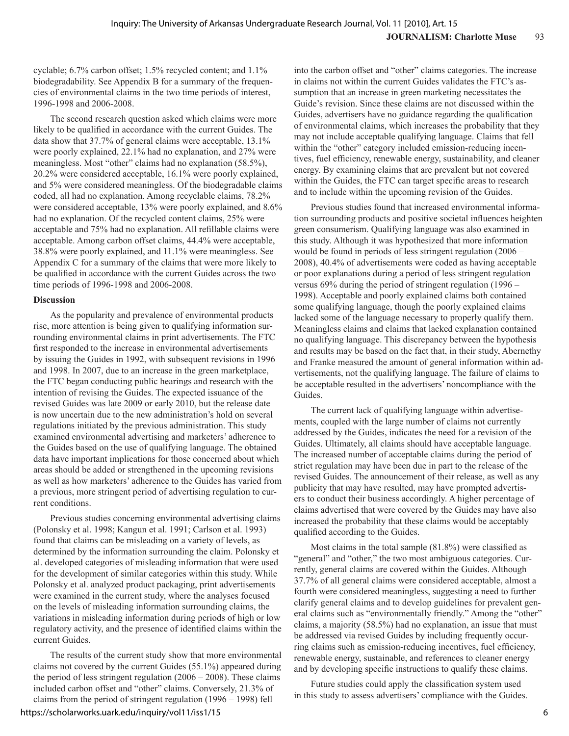cyclable; 6.7% carbon offset; 1.5% recycled content; and 1.1% biodegradability. See Appendix B for a summary of the frequencies of environmental claims in the two time periods of interest, 1996-1998 and 2006-2008.

The second research question asked which claims were more likely to be qualified in accordance with the current Guides. The data show that 37.7% of general claims were acceptable, 13.1% were poorly explained, 22.1% had no explanation, and 27% were meaningless. Most "other" claims had no explanation (58.5%), 20.2% were considered acceptable, 16.1% were poorly explained, and 5% were considered meaningless. Of the biodegradable claims coded, all had no explanation. Among recyclable claims, 78.2% were considered acceptable, 13% were poorly explained, and 8.6% had no explanation. Of the recycled content claims, 25% were acceptable and 75% had no explanation. All refillable claims were acceptable. Among carbon offset claims, 44.4% were acceptable, 38.8% were poorly explained, and 11.1% were meaningless. See Appendix C for a summary of the claims that were more likely to be qualified in accordance with the current Guides across the two time periods of 1996-1998 and 2006-2008.

**Discussion**

As the popularity and prevalence of environmental products rise, more attention is being given to qualifying information surrounding environmental claims in print advertisements. The FTC first responded to the increase in environmental advertisements by issuing the Guides in 1992, with subsequent revisions in 1996 and 1998. In 2007, due to an increase in the green marketplace, the FTC began conducting public hearings and research with the intention of revising the Guides. The expected issuance of the revised Guides was late 2009 or early 2010, but the release date is now uncertain due to the new administration's hold on several regulations initiated by the previous administration. This study examined environmental advertising and marketers' adherence to the Guides based on the use of qualifying language. The obtained data have important implications for those concerned about which areas should be added or strengthened in the upcoming revisions as well as how marketers' adherence to the Guides has varied from a previous, more stringent period of advertising regulation to current conditions.

Previous studies concerning environmental advertising claims (Polonsky et al. 1998; Kangun et al. 1991; Carlson et al. 1993) found that claims can be misleading on a variety of levels, as determined by the information surrounding the claim. Polonsky et al. developed categories of misleading information that were used for the development of similar categories within this study. While Polonsky et al. analyzed product packaging, print advertisements were examined in the current study, where the analyses focused on the levels of misleading information surrounding claims, the variations in misleading information during periods of high or low regulatory activity, and the presence of identified claims within the current Guides.

The results of the current study show that more environmental claims not covered by the current Guides (55.1%) appeared during the period of less stringent regulation (2006 – 2008). These claims included carbon offset and "other" claims. Conversely, 21.3% of claims from the period of stringent regulation (1996 – 1998) fell into the carbon offset and "other" claims categories. The increase in claims not within the current Guides validates the FTC's assumption that an increase in green marketing necessitates the Guide's revision. Since these claims are not discussed within the Guides, advertisers have no guidance regarding the qualification of environmental claims, which increases the probability that they may not include acceptable qualifying language. Claims that fell within the "other" category included emission-reducing incentives, fuel efficiency, renewable energy, sustainability, and cleaner energy. By examining claims that are prevalent but not covered within the Guides, the FTC can target specific areas to research and to include within the upcoming revision of the Guides.

Previous studies found that increased environmental information surrounding products and positive societal influences heighten green consumerism. Qualifying language was also examined in this study. Although it was hypothesized that more information would be found in periods of less stringent regulation (2006 – 2008), 40.4% of advertisements were coded as having acceptable or poor explanations during a period of less stringent regulation versus 69% during the period of stringent regulation (1996 – 1998). Acceptable and poorly explained claims both contained some qualifying language, though the poorly explained claims lacked some of the language necessary to properly qualify them. Meaningless claims and claims that lacked explanation contained no qualifying language. This discrepancy between the hypothesis and results may be based on the fact that, in their study, Abernethy and Franke measured the amount of general information within advertisements, not the qualifying language. The failure of claims to be acceptable resulted in the advertisers' noncompliance with the Guides.

The current lack of qualifying language within advertisements, coupled with the large number of claims not currently addressed by the Guides, indicates the need for a revision of the Guides. Ultimately, all claims should have acceptable language. The increased number of acceptable claims during the period of strict regulation may have been due in part to the release of the revised Guides. The announcement of their release, as well as any publicity that may have resulted, may have prompted advertisers to conduct their business accordingly. A higher percentage of claims advertised that were covered by the Guides may have also increased the probability that these claims would be acceptably qualified according to the Guides.

Most claims in the total sample (81.8%) were classified as "general" and "other," the two most ambiguous categories. Currently, general claims are covered within the Guides. Although 37.7% of all general claims were considered acceptable, almost a fourth were considered meaningless, suggesting a need to further clarify general claims and to develop guidelines for prevalent general claims such as "environmentally friendly." Among the "other" claims, a majority (58.5%) had no explanation, an issue that must be addressed via revised Guides by including frequently occurring claims such as emission-reducing incentives, fuel efficiency, renewable energy, sustainable, and references to cleaner energy and by developing specific instructions to qualify these claims.

Future studies could apply the classification system used in this study to assess advertisers' compliance with the Guides.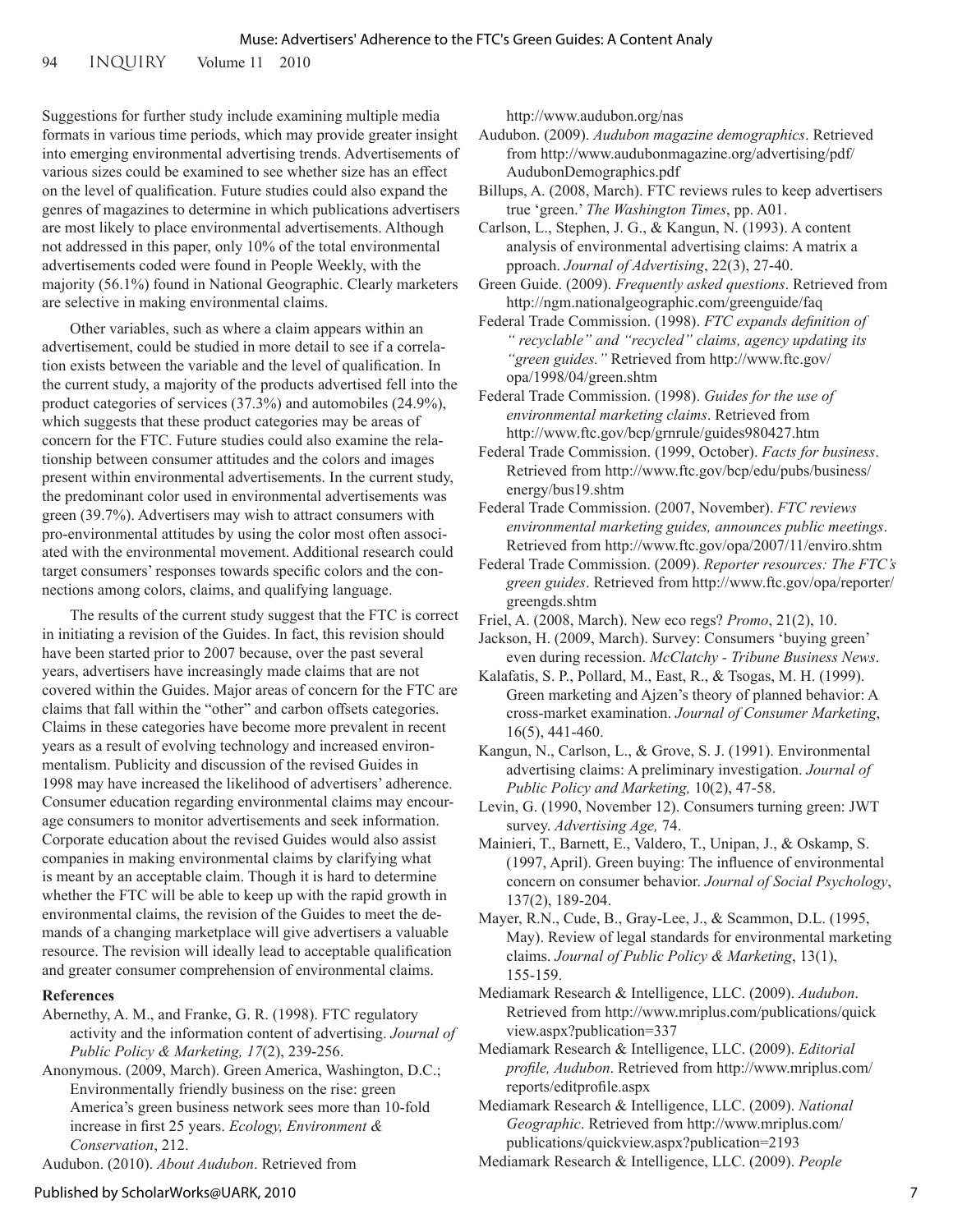Suggestions for further study include examining multiple media formats in various time periods, which may provide greater insight into emerging environmental advertising trends. Advertisements of various sizes could be examined to see whether size has an effect on the level of qualification. Future studies could also expand the genres of magazines to determine in which publications advertisers are most likely to place environmental advertisements. Although not addressed in this paper, only 10% of the total environmental advertisements coded were found in People Weekly, with the majority (56.1%) found in National Geographic. Clearly marketers are selective in making environmental claims.

Other variables, such as where a claim appears within an advertisement, could be studied in more detail to see if a correlation exists between the variable and the level of qualification. In the current study, a majority of the products advertised fell into the product categories of services (37.3%) and automobiles (24.9%), which suggests that these product categories may be areas of concern for the FTC. Future studies could also examine the relationship between consumer attitudes and the colors and images present within environmental advertisements. In the current study, the predominant color used in environmental advertisements was green (39.7%). Advertisers may wish to attract consumers with pro-environmental attitudes by using the color most often associated with the environmental movement. Additional research could target consumers' responses towards specific colors and the connections among colors, claims, and qualifying language.

The results of the current study suggest that the FTC is correct in initiating a revision of the Guides. In fact, this revision should have been started prior to 2007 because, over the past several years, advertisers have increasingly made claims that are not covered within the Guides. Major areas of concern for the FTC are claims that fall within the "other" and carbon offsets categories. Claims in these categories have become more prevalent in recent years as a result of evolving technology and increased environmentalism. Publicity and discussion of the revised Guides in 1998 may have increased the likelihood of advertisers' adherence. Consumer education regarding environmental claims may encourage consumers to monitor advertisements and seek information. Corporate education about the revised Guides would also assist companies in making environmental claims by clarifying what is meant by an acceptable claim. Though it is hard to determine whether the FTC will be able to keep up with the rapid growth in environmental claims, the revision of the Guides to meet the demands of a changing marketplace will give advertisers a valuable resource. The revision will ideally lead to acceptable qualification and greater consumer comprehension of environmental claims.

**References**

Abernethy, A. M., and Franke, G. R. (1998). FTC regulatory activity and the information content of advertising. *Journal of Public Policy & Marketing, 17*(2), 239-256.

Anonymous. (2009, March). Green America, Washington, D.C.; Environmentally friendly business on the rise: green America's green business network sees more than 10-fold increase in first 25 years. *Ecology, Environment & Conservation*, 212.

Audubon. (2010). *About Audubon*. Retrieved from http://www.audubon.org/nas

Audubon. (2009). *Audubon magazine demographics*. Retrieved from http://www.audubonmagazine.org/advertising/pdf/AudubonDemographics.pdf

Billups, A. (2008, March). FTC reviews rules to keep advertisers true 'green.' *The Washington Times*, pp. A01.

Carlson, L., Stephen, J. G., & Kangun, N. (1993). A content analysis of environmental advertising claims: A matrix a pproach. *Journal of Advertising*, 22(3), 27-40.

Green Guide. (2009). *Frequently asked questions*. Retrieved from http://ngm.nationalgeographic.com/greenguide/faq

Federal Trade Commission. (1998). *FTC expands definition of " recyclable" and "recycled" claims, agency updating its "green guides."* Retrieved from http://www.ftc.gov/opa/1998/04/green.shtm

Federal Trade Commission. (1998). *Guides for the use of environmental marketing claims*. Retrieved from http://www.ftc.gov/bcp/grnrule/guides980427.htm

Federal Trade Commission. (1999, October). *Facts for business*. Retrieved from http://www.ftc.gov/bcp/edu/pubs/business/energy/bus19.shtm

Federal Trade Commission. (2007, November). *FTC reviews environmental marketing guides, announces public meetings*. Retrieved from http://www.ftc.gov/opa/2007/11/enviro.shtm

Federal Trade Commission. (2009). *Reporter resources: The FTC's green guides*. Retrieved from http://www.ftc.gov/opa/reporter/greengds.shtm

Friel, A. (2008, March). New eco regs? *Promo*, 21(2), 10.

Jackson, H. (2009, March). Survey: Consumers 'buying green' even during recession. *McClatchy - Tribune Business News*.

Kalafatis, S. P., Pollard, M., East, R., & Tsogas, M. H. (1999). Green marketing and Ajzen's theory of planned behavior: A cross-market examination. *Journal of Consumer Marketing*, 16(5), 441-460.

Kangun, N., Carlson, L., & Grove, S. J. (1991). Environmental advertising claims: A preliminary investigation. *Journal of Public Policy and Marketing,* 10(2), 47-58.

Levin, G. (1990, November 12). Consumers turning green: JWT survey. *Advertising Age,* 74.

Mainieri, T., Barnett, E., Valdero, T., Unipan, J., & Oskamp, S. (1997, April). Green buying: The influence of environmental concern on consumer behavior. *Journal of Social Psychology*, 137(2), 189-204.

Mayer, R.N., Cude, B., Gray-Lee, J., & Scammon, D.L. (1995, May). Review of legal standards for environmental marketing claims. *Journal of Public Policy & Marketing*, 13(1), 155-159.

Mediamark Research & Intelligence, LLC. (2009). *Audubon*. Retrieved from http://www.mriplus.com/publications/quickview.aspx?publication=337

Mediamark Research & Intelligence, LLC. (2009). *Editorial profile, Audubon*. Retrieved from http://www.mriplus.com/reports/editprofile.aspx

Mediamark Research & Intelligence, LLC. (2009). *National Geographic*. Retrieved from http://www.mriplus.com/publications/quickview.aspx?publication=2193

Mediamark Research & Intelligence, LLC. (2009). *People*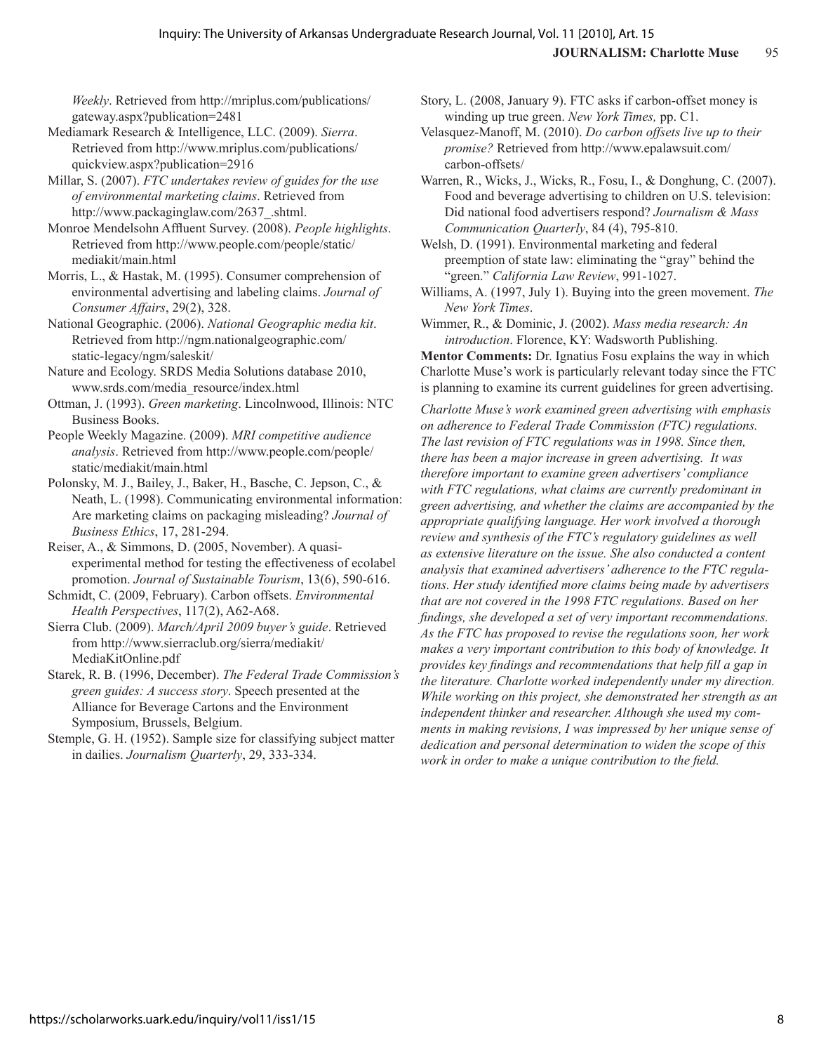*Weekly*. Retrieved from http://mriplus.com/publications/gateway.aspx?publication=2481

Mediamark Research & Intelligence, LLC. (2009). *Sierra*. Retrieved from http://www.mriplus.com/publications/quickview.aspx?publication=2916

Millar, S. (2007). *FTC undertakes review of guides for the use of environmental marketing claims*. Retrieved from http://www.packaginglaw.com/2637_.shtml.

Monroe Mendelsohn Affluent Survey. (2008). *People highlights*. Retrieved from http://www.people.com/people/static/mediakit/main.html

Morris, L., & Hastak, M. (1995). Consumer comprehension of environmental advertising and labeling claims. *Journal of Consumer Affairs*, 29(2), 328.

National Geographic. (2006). *National Geographic media kit*. Retrieved from http://ngm.nationalgeographic.com/static-legacy/ngm/saleskit/

Nature and Ecology. SRDS Media Solutions database 2010, www.srds.com/media_resource/index.html

Ottman, J. (1993). *Green marketing*. Lincolnwood, Illinois: NTC Business Books.

People Weekly Magazine. (2009). *MRI competitive audience analysis*. Retrieved from http://www.people.com/people/static/mediakit/main.html

Polonsky, M. J., Bailey, J., Baker, H., Basche, C. Jepson, C., & Neath, L. (1998). Communicating environmental information: Are marketing claims on packaging misleading? *Journal of Business Ethics*, 17, 281-294.

Reiser, A., & Simmons, D. (2005, November). A quasi-experimental method for testing the effectiveness of ecolabel promotion. *Journal of Sustainable Tourism*, 13(6), 590-616.

Schmidt, C. (2009, February). Carbon offsets. *Environmental Health Perspectives*, 117(2), A62-A68.

Sierra Club. (2009). *March/April 2009 buyer's guide*. Retrieved from http://www.sierraclub.org/sierra/mediakit/MediaKitOnline.pdf

Starek, R. B. (1996, December). *The Federal Trade Commission's green guides: A success story*. Speech presented at the Alliance for Beverage Cartons and the Environment Symposium, Brussels, Belgium.

Stemple, G. H. (1952). Sample size for classifying subject matter in dailies. *Journalism Quarterly*, 29, 333-334.

Story, L. (2008, January 9). FTC asks if carbon-offset money is winding up true green. *New York Times,* pp. C1.

Velasquez-Manoff, M. (2010). *Do carbon offsets live up to their promise?* Retrieved from http://www.epalawsuit.com/carbon-offsets/

Warren, R., Wicks, J., Wicks, R., Fosu, I., & Donghung, C. (2007). Food and beverage advertising to children on U.S. television: Did national food advertisers respond? *Journalism & Mass Communication Quarterly*, 84 (4), 795-810.

Welsh, D. (1991). Environmental marketing and federal preemption of state law: eliminating the "gray" behind the "green." *California Law Review*, 991-1027.

Williams, A. (1997, July 1). Buying into the green movement. *The New York Times*.

Wimmer, R., & Dominic, J. (2002). *Mass media research: An introduction*. Florence, KY: Wadsworth Publishing.

**Mentor Comments:** Dr. Ignatius Fosu explains the way in which Charlotte Muse's work is particularly relevant today since the FTC is planning to examine its current guidelines for green advertising.

*Charlotte Muse's work examined green advertising with emphasis on adherence to Federal Trade Commission (FTC) regulations. The last revision of FTC regulations was in 1998. Since then, there has been a major increase in green advertising. It was therefore important to examine green advertisers' compliance with FTC regulations, what claims are currently predominant in green advertising, and whether the claims are accompanied by the appropriate qualifying language. Her work involved a thorough review and synthesis of the FTC's regulatory guidelines as well as extensive literature on the issue. She also conducted a content analysis that examined advertisers' adherence to the FTC regulations. Her study identified more claims being made by advertisers that are not covered in the 1998 FTC regulations. Based on her findings, she developed a set of very important recommendations. As the FTC has proposed to revise the regulations soon, her work makes a very important contribution to this body of knowledge. It provides key findings and recommendations that help fill a gap in the literature. Charlotte worked independently under my direction. While working on this project, she demonstrated her strength as an independent thinker and researcher. Although she used my comments in making revisions, I was impressed by her unique sense of dedication and personal determination to widen the scope of this work in order to make a unique contribution to the field.*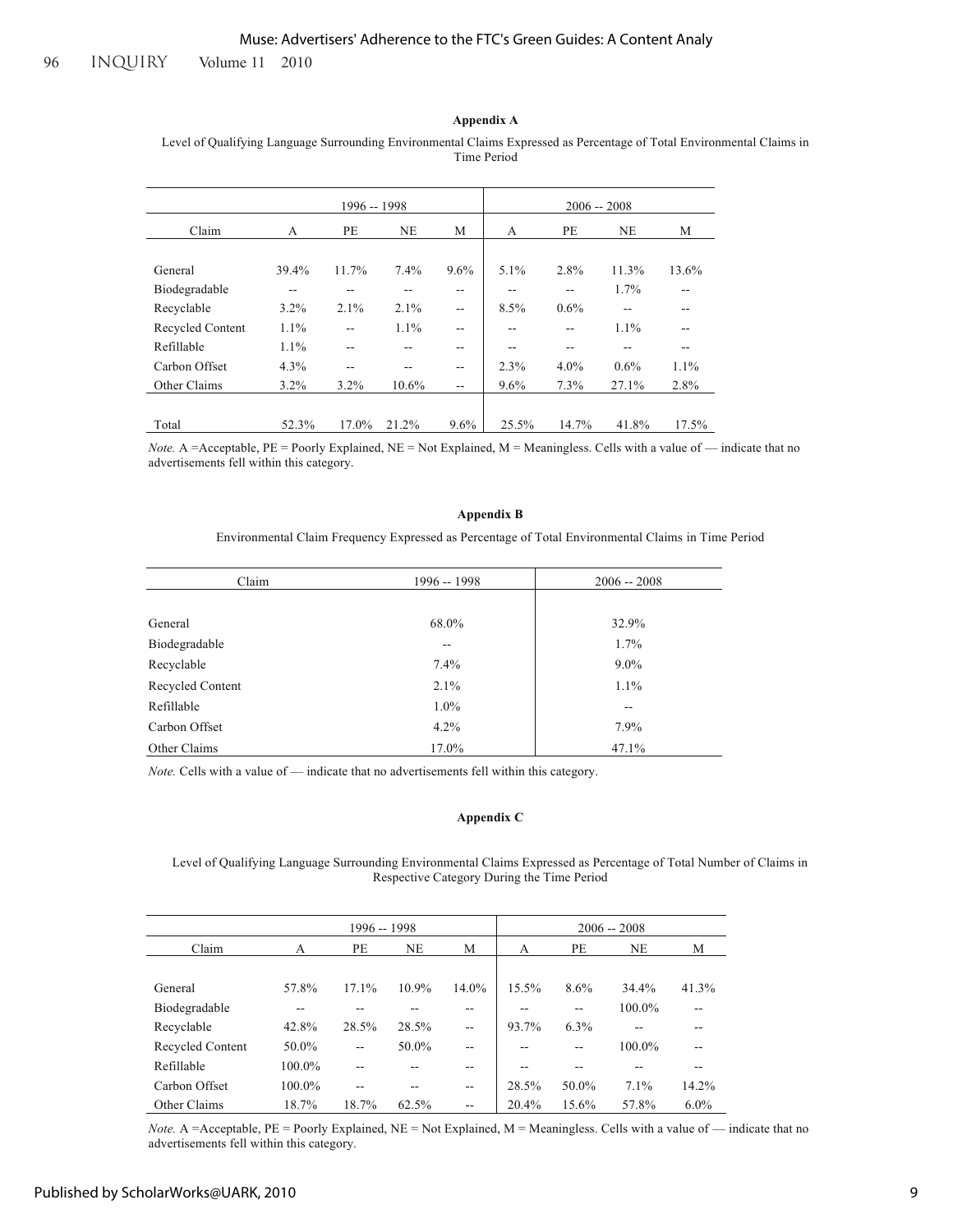**Appendix A**

Level of Qualifying Language Surrounding Environmental Claims Expressed as Percentage of Total Environmental Claims in Time Period

| | 1996 -- 1998 | | | | 2006 -- 2008 | | | |
|---|---|---|---|---|---|---|---|---|
| Claim | A | PE | NE | M | A | PE | NE | M |
| General | 39.4% | 11.7% | 7.4% | 9.6% | 5.1% | 2.8% | 11.3% | 13.6% |
| Biodegradable | -- | -- | -- | -- | -- | -- | 1.7% | -- |
| Recyclable | 3.2% | 2.1% | 2.1% | -- | 8.5% | 0.6% | -- | -- |
| Recycled Content | 1.1% | -- | 1.1% | -- | -- | -- | 1.1% | -- |
| Refillable | 1.1% | -- | -- | -- | -- | -- | -- | -- |
| Carbon Offset | 4.3% | -- | -- | -- | 2.3% | 4.0% | 0.6% | 1.1% |
| Other Claims | 3.2% | 3.2% | 10.6% | -- | 9.6% | 7.3% | 27.1% | 2.8% |
| Total | 52.3% | 17.0% | 21.2% | 9.6% | 25.5% | 14.7% | 41.8% | 17.5% |

*Note.* A =Acceptable, PE = Poorly Explained, NE = Not Explained, M = Meaningless. Cells with a value of — indicate that no advertisements fell within this category.

**Appendix B**

Environmental Claim Frequency Expressed as Percentage of Total Environmental Claims in Time Period

| Claim | 1996 -- 1998 | 2006 -- 2008 |
|---|---|---|
| General | 68.0% | 32.9% |
| Biodegradable | -- | 1.7% |
| Recyclable | 7.4% | 9.0% |
| Recycled Content | 2.1% | 1.1% |
| Refillable | 1.0% | -- |
| Carbon Offset | 4.2% | 7.9% |
| Other Claims | 17.0% | 47.1% |

*Note.* Cells with a value of — indicate that no advertisements fell within this category.

**Appendix C**

Level of Qualifying Language Surrounding Environmental Claims Expressed as Percentage of Total Number of Claims in Respective Category During the Time Period

| | 1996 -- 1998 | | | | 2006 -- 2008 | | | |
|---|---|---|---|---|---|---|---|---|
| Claim | A | PE | NE | M | A | PE | NE | M |
| General | 57.8% | 17.1% | 10.9% | 14.0% | 15.5% | 8.6% | 34.4% | 41.3% |
| Biodegradable | -- | -- | -- | -- | -- | -- | 100.0% | -- |
| Recyclable | 42.8% | 28.5% | 28.5% | -- | 93.7% | 6.3% | -- | -- |
| Recycled Content | 50.0% | -- | 50.0% | -- | -- | -- | 100.0% | -- |
| Refillable | 100.0% | -- | -- | -- | -- | -- | -- | -- |
| Carbon Offset | 100.0% | -- | -- | -- | 28.5% | 50.0% | 7.1% | 14.2% |
| Other Claims | 18.7% | 18.7% | 62.5% | -- | 20.4% | 15.6% | 57.8% | 6.0% |

*Note.* A =Acceptable, PE = Poorly Explained, NE = Not Explained, M = Meaningless. Cells with a value of — indicate that no advertisements fell within this category.